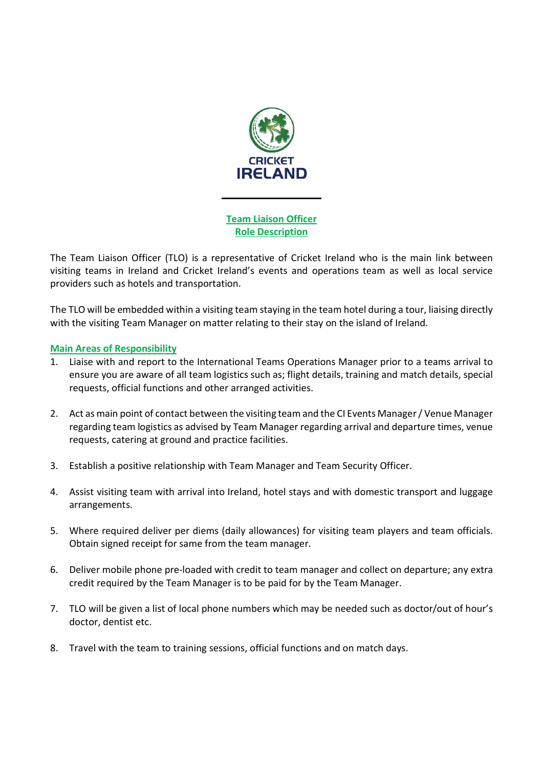CRICKET IRELAND

## Team Liaison Officer
## Role Description

The Team Liaison Officer (TLO) is a representative of Cricket Ireland who is the main link between visiting teams in Ireland and Cricket Ireland's events and operations team as well as local service providers such as hotels and transportation.

The TLO will be embedded within a visiting team staying in the team hotel during a tour, liaising directly with the visiting Team Manager on matter relating to their stay on the island of Ireland.

### Main Areas of Responsibility

1. Liaise with and report to the International Teams Operations Manager prior to a teams arrival to ensure you are aware of all team logistics such as; flight details, training and match details, special requests, official functions and other arranged activities.

2. Act as main point of contact between the visiting team and the CI Events Manager / Venue Manager regarding team logistics as advised by Team Manager regarding arrival and departure times, venue requests, catering at ground and practice facilities.

3. Establish a positive relationship with Team Manager and Team Security Officer.

4. Assist visiting team with arrival into Ireland, hotel stays and with domestic transport and luggage arrangements.

5. Where required deliver per diems (daily allowances) for visiting team players and team officials. Obtain signed receipt for same from the team manager.

6. Deliver mobile phone pre-loaded with credit to team manager and collect on departure; any extra credit required by the Team Manager is to be paid for by the Team Manager.

7. TLO will be given a list of local phone numbers which may be needed such as doctor/out of hour's doctor, dentist etc.

8. Travel with the team to training sessions, official functions and on match days.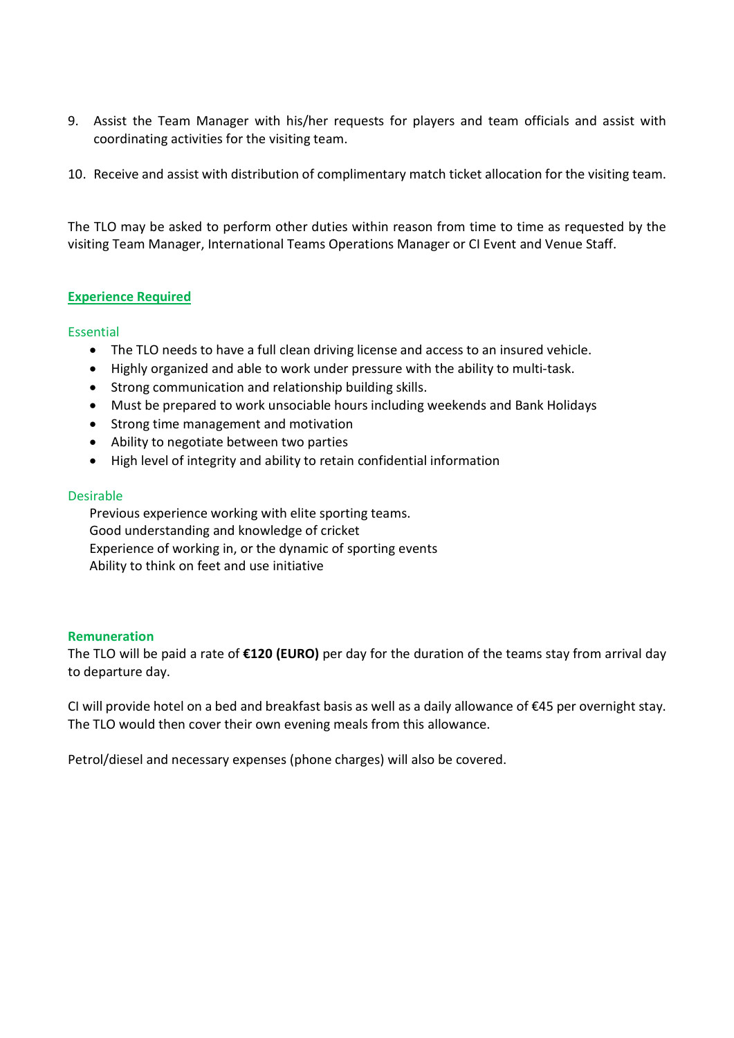9. Assist the Team Manager with his/her requests for players and team officials and assist with coordinating activities for the visiting team.

10. Receive and assist with distribution of complimentary match ticket allocation for the visiting team.

The TLO may be asked to perform other duties within reason from time to time as requested by the visiting Team Manager, International Teams Operations Manager or CI Event and Venue Staff.

## Experience Required

### Essential

- The TLO needs to have a full clean driving license and access to an insured vehicle.
- Highly organized and able to work under pressure with the ability to multi-task.
- Strong communication and relationship building skills.
- Must be prepared to work unsociable hours including weekends and Bank Holidays
- Strong time management and motivation
- Ability to negotiate between two parties
- High level of integrity and ability to retain confidential information

### Desirable

Previous experience working with elite sporting teams.
Good understanding and knowledge of cricket
Experience of working in, or the dynamic of sporting events
Ability to think on feet and use initiative

## Remuneration

The TLO will be paid a rate of **€120 (EURO)** per day for the duration of the teams stay from arrival day to departure day.

CI will provide hotel on a bed and breakfast basis as well as a daily allowance of €45 per overnight stay. The TLO would then cover their own evening meals from this allowance.

Petrol/diesel and necessary expenses (phone charges) will also be covered.